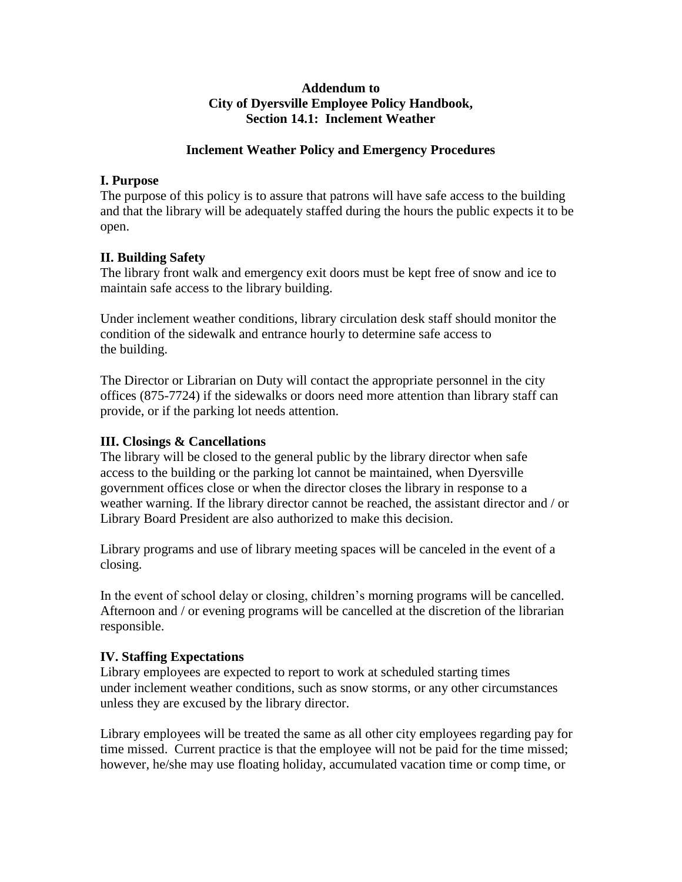**Addendum to**
**City of Dyersville Employee Policy Handbook,**
**Section 14.1: Inclement Weather**

## Inclement Weather Policy and Emergency Procedures

### I. Purpose

The purpose of this policy is to assure that patrons will have safe access to the building and that the library will be adequately staffed during the hours the public expects it to be open.

### II. Building Safety

The library front walk and emergency exit doors must be kept free of snow and ice to maintain safe access to the library building.

Under inclement weather conditions, library circulation desk staff should monitor the condition of the sidewalk and entrance hourly to determine safe access to the building.

The Director or Librarian on Duty will contact the appropriate personnel in the city offices (875-7724) if the sidewalks or doors need more attention than library staff can provide, or if the parking lot needs attention.

### III. Closings & Cancellations

The library will be closed to the general public by the library director when safe access to the building or the parking lot cannot be maintained, when Dyersville government offices close or when the director closes the library in response to a weather warning. If the library director cannot be reached, the assistant director and / or Library Board President are also authorized to make this decision.

Library programs and use of library meeting spaces will be canceled in the event of a closing.

In the event of school delay or closing, children's morning programs will be cancelled. Afternoon and / or evening programs will be cancelled at the discretion of the librarian responsible.

### IV. Staffing Expectations

Library employees are expected to report to work at scheduled starting times under inclement weather conditions, such as snow storms, or any other circumstances unless they are excused by the library director.

Library employees will be treated the same as all other city employees regarding pay for time missed. Current practice is that the employee will not be paid for the time missed; however, he/she may use floating holiday, accumulated vacation time or comp time, or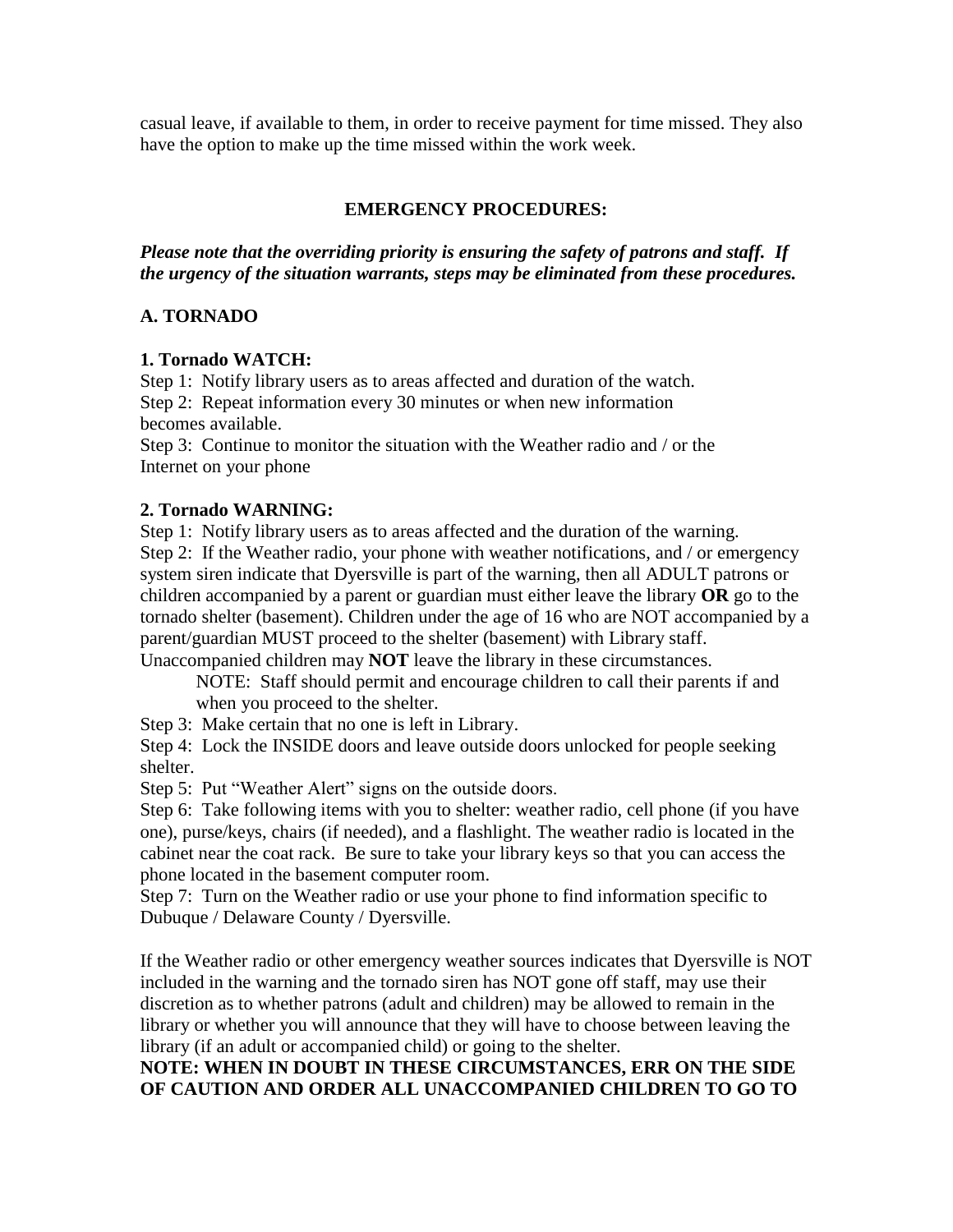casual leave, if available to them, in order to receive payment for time missed. They also have the option to make up the time missed within the work week.

## EMERGENCY PROCEDURES:

***Please note that the overriding priority is ensuring the safety of patrons and staff. If the urgency of the situation warrants, steps may be eliminated from these procedures.***

### A. TORNADO

**1. Tornado WATCH:**

Step 1: Notify library users as to areas affected and duration of the watch.
Step 2: Repeat information every 30 minutes or when new information becomes available.
Step 3: Continue to monitor the situation with the Weather radio and / or the Internet on your phone

**2. Tornado WARNING:**

Step 1: Notify library users as to areas affected and the duration of the warning.
Step 2: If the Weather radio, your phone with weather notifications, and / or emergency system siren indicate that Dyersville is part of the warning, then all ADULT patrons or children accompanied by a parent or guardian must either leave the library **OR** go to the tornado shelter (basement). Children under the age of 16 who are NOT accompanied by a parent/guardian MUST proceed to the shelter (basement) with Library staff. Unaccompanied children may **NOT** leave the library in these circumstances.

NOTE: Staff should permit and encourage children to call their parents if and when you proceed to the shelter.

Step 3: Make certain that no one is left in Library.
Step 4: Lock the INSIDE doors and leave outside doors unlocked for people seeking shelter.
Step 5: Put "Weather Alert" signs on the outside doors.
Step 6: Take following items with you to shelter: weather radio, cell phone (if you have one), purse/keys, chairs (if needed), and a flashlight. The weather radio is located in the cabinet near the coat rack. Be sure to take your library keys so that you can access the phone located in the basement computer room.
Step 7: Turn on the Weather radio or use your phone to find information specific to Dubuque / Delaware County / Dyersville.

If the Weather radio or other emergency weather sources indicates that Dyersville is NOT included in the warning and the tornado siren has NOT gone off staff, may use their discretion as to whether patrons (adult and children) may be allowed to remain in the library or whether you will announce that they will have to choose between leaving the library (if an adult or accompanied child) or going to the shelter.

**NOTE: WHEN IN DOUBT IN THESE CIRCUMSTANCES, ERR ON THE SIDE OF CAUTION AND ORDER ALL UNACCOMPANIED CHILDREN TO GO TO**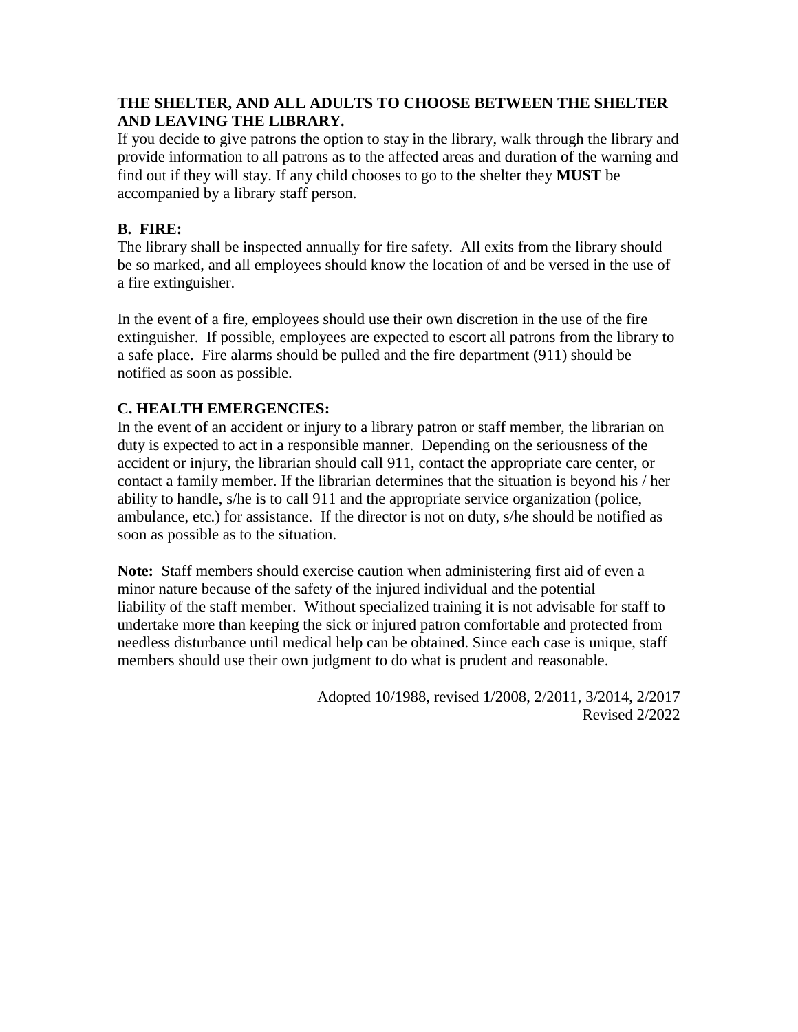**THE SHELTER, AND ALL ADULTS TO CHOOSE BETWEEN THE SHELTER AND LEAVING THE LIBRARY.**

If you decide to give patrons the option to stay in the library, walk through the library and provide information to all patrons as to the affected areas and duration of the warning and find out if they will stay. If any child chooses to go to the shelter they **MUST** be accompanied by a library staff person.

**B. FIRE:**

The library shall be inspected annually for fire safety. All exits from the library should be so marked, and all employees should know the location of and be versed in the use of a fire extinguisher.

In the event of a fire, employees should use their own discretion in the use of the fire extinguisher. If possible, employees are expected to escort all patrons from the library to a safe place. Fire alarms should be pulled and the fire department (911) should be notified as soon as possible.

**C. HEALTH EMERGENCIES:**

In the event of an accident or injury to a library patron or staff member, the librarian on duty is expected to act in a responsible manner. Depending on the seriousness of the accident or injury, the librarian should call 911, contact the appropriate care center, or contact a family member. If the librarian determines that the situation is beyond his / her ability to handle, s/he is to call 911 and the appropriate service organization (police, ambulance, etc.) for assistance. If the director is not on duty, s/he should be notified as soon as possible as to the situation.

**Note:** Staff members should exercise caution when administering first aid of even a minor nature because of the safety of the injured individual and the potential liability of the staff member. Without specialized training it is not advisable for staff to undertake more than keeping the sick or injured patron comfortable and protected from needless disturbance until medical help can be obtained. Since each case is unique, staff members should use their own judgment to do what is prudent and reasonable.

Adopted 10/1988, revised 1/2008, 2/2011, 3/2014, 2/2017
Revised 2/2022